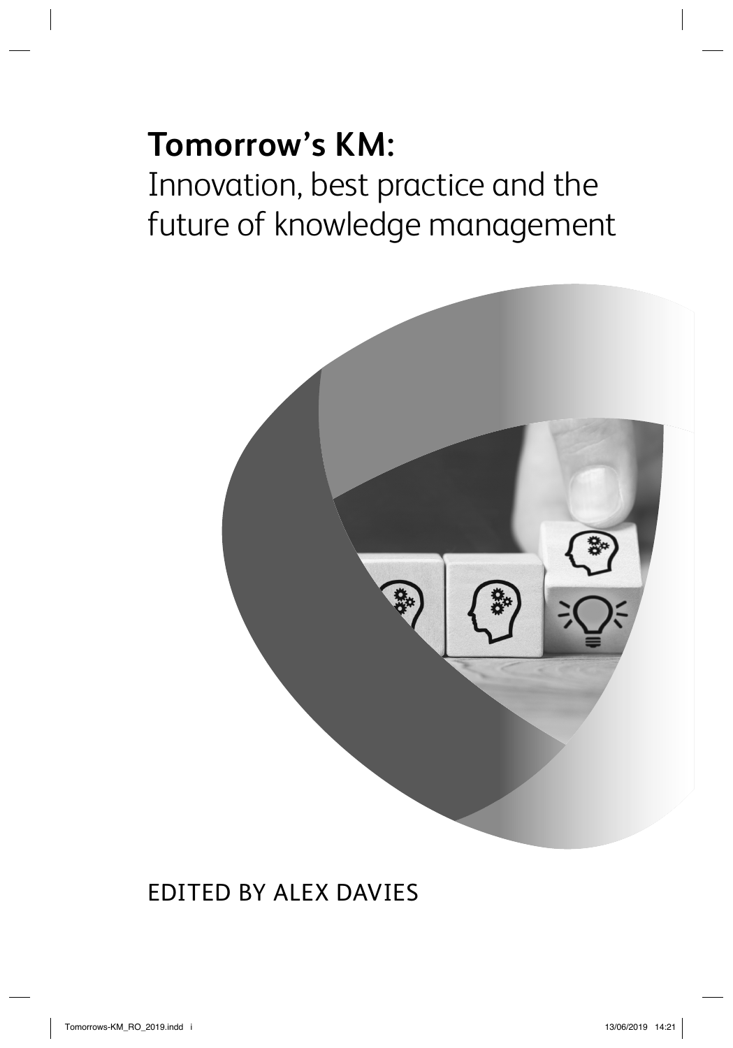# Tomorrow's KM:

Innovation, best practice and the future of knowledge management

EDITED BY ALEX DAVIES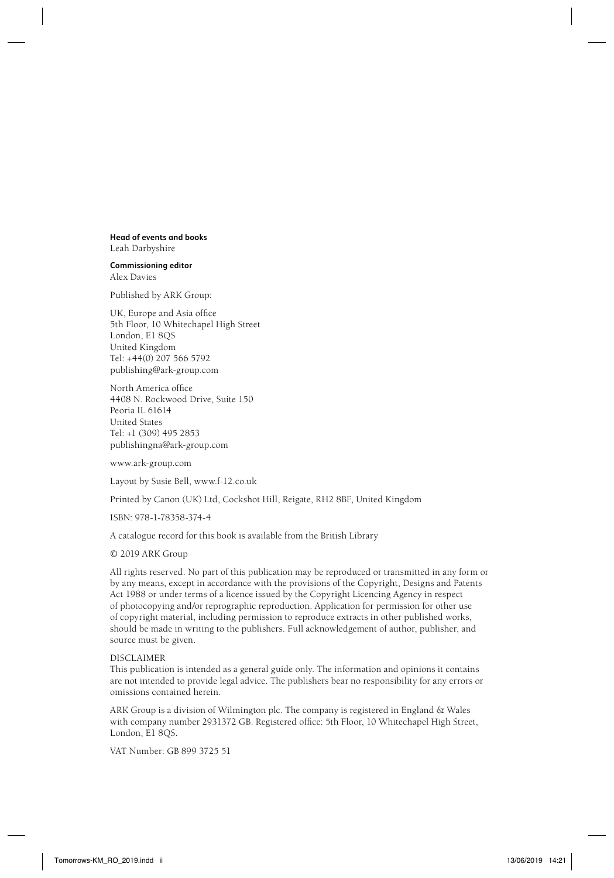**Head of events and books**
Leah Darbyshire

**Commissioning editor**
Alex Davies

Published by ARK Group:

UK, Europe and Asia office
5th Floor, 10 Whitechapel High Street
London, E1 8QS
United Kingdom
Tel: +44(0) 207 566 5792
publishing@ark-group.com

North America office
4408 N. Rockwood Drive, Suite 150
Peoria IL 61614
United States
Tel: +1 (309) 495 2853
publishingna@ark-group.com

www.ark-group.com

Layout by Susie Bell, www.f-12.co.uk

Printed by Canon (UK) Ltd, Cockshot Hill, Reigate, RH2 8BF, United Kingdom

ISBN: 978-1-78358-374-4

A catalogue record for this book is available from the British Library

© 2019 ARK Group

All rights reserved. No part of this publication may be reproduced or transmitted in any form or by any means, except in accordance with the provisions of the Copyright, Designs and Patents Act 1988 or under terms of a licence issued by the Copyright Licencing Agency in respect of photocopying and/or reprographic reproduction. Application for permission for other use of copyright material, including permission to reproduce extracts in other published works, should be made in writing to the publishers. Full acknowledgement of author, publisher, and source must be given.

DISCLAIMER
This publication is intended as a general guide only. The information and opinions it contains are not intended to provide legal advice. The publishers bear no responsibility for any errors or omissions contained herein.

ARK Group is a division of Wilmington plc. The company is registered in England & Wales with company number 2931372 GB. Registered office: 5th Floor, 10 Whitechapel High Street, London, E1 8QS.

VAT Number: GB 899 3725 51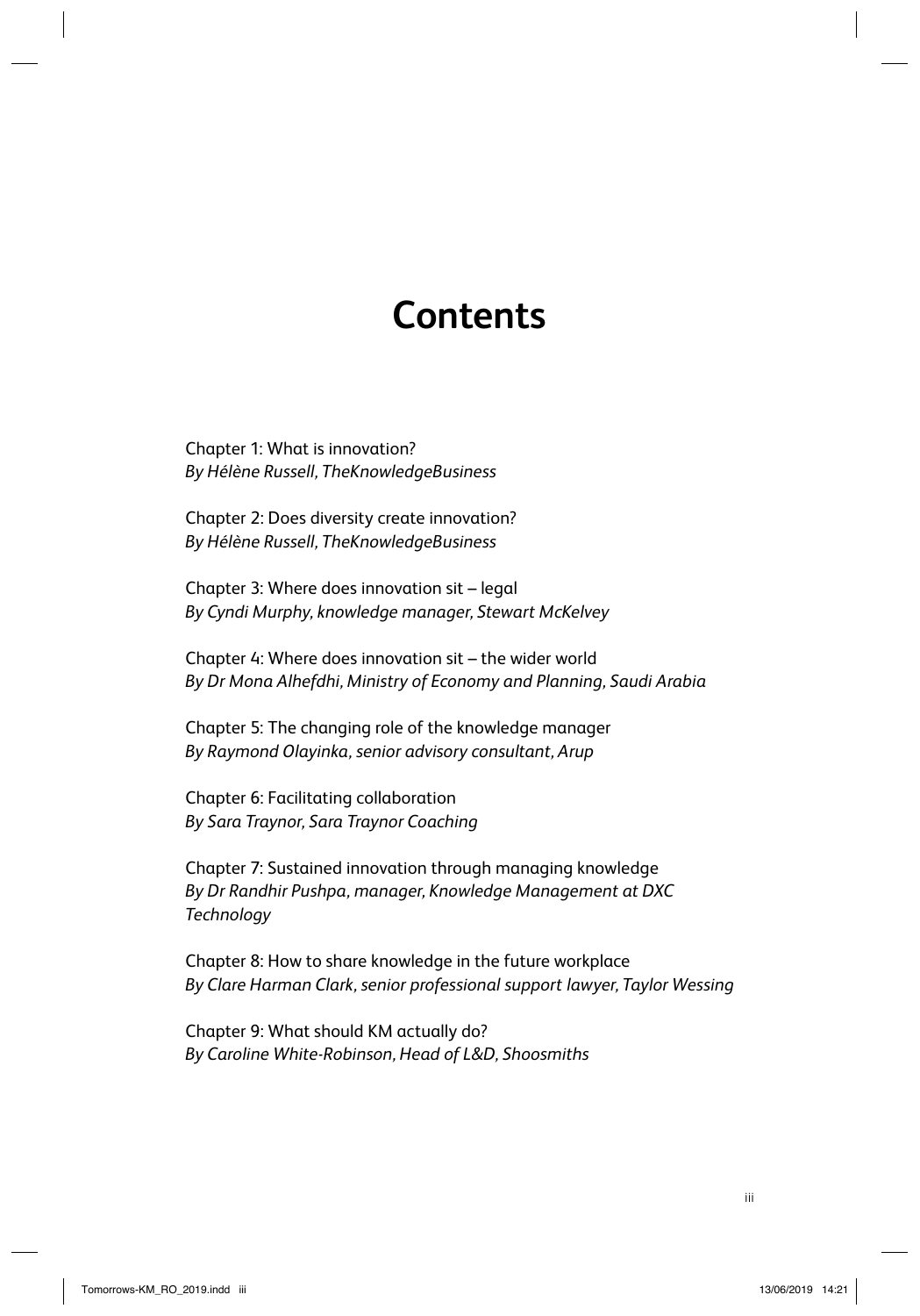# Contents

Chapter 1: What is innovation?
*By Hélène Russell, TheKnowledgeBusiness*

Chapter 2: Does diversity create innovation?
*By Hélène Russell, TheKnowledgeBusiness*

Chapter 3: Where does innovation sit – legal
*By Cyndi Murphy, knowledge manager, Stewart McKelvey*

Chapter 4: Where does innovation sit – the wider world
*By Dr Mona Alhefdhi, Ministry of Economy and Planning, Saudi Arabia*

Chapter 5: The changing role of the knowledge manager
*By Raymond Olayinka, senior advisory consultant, Arup*

Chapter 6: Facilitating collaboration
*By Sara Traynor, Sara Traynor Coaching*

Chapter 7: Sustained innovation through managing knowledge
*By Dr Randhir Pushpa, manager, Knowledge Management at DXC Technology*

Chapter 8: How to share knowledge in the future workplace
*By Clare Harman Clark, senior professional support lawyer, Taylor Wessing*

Chapter 9: What should KM actually do?
*By Caroline White-Robinson, Head of L&D, Shoosmiths*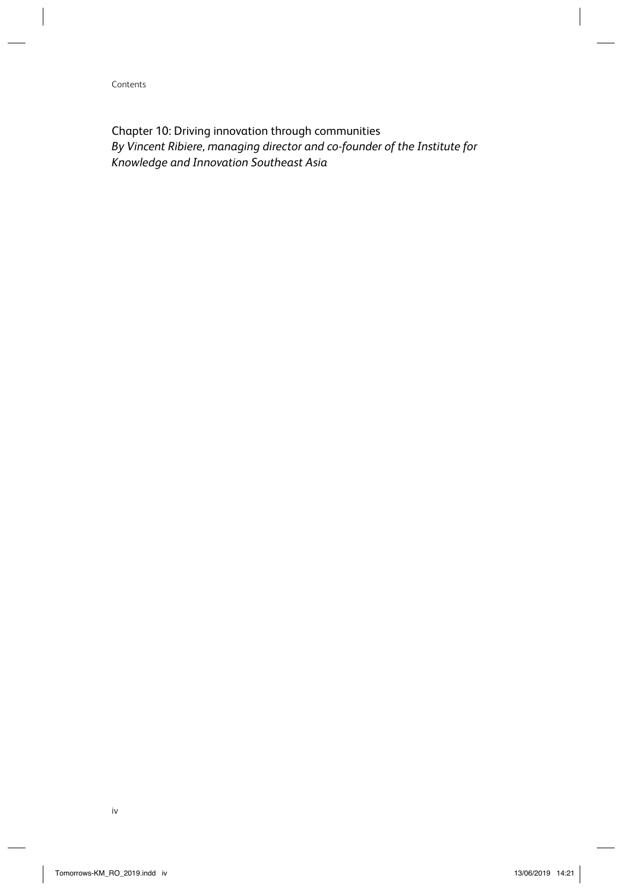Chapter 10: Driving innovation through communities
*By Vincent Ribiere, managing director and co-founder of the Institute for Knowledge and Innovation Southeast Asia*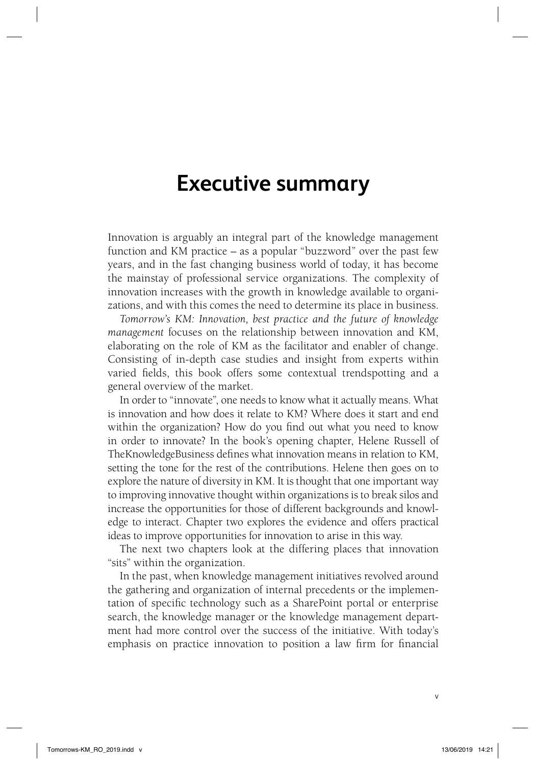# Executive summary

Innovation is arguably an integral part of the knowledge management function and KM practice – as a popular "buzzword" over the past few years, and in the fast changing business world of today, it has become the mainstay of professional service organizations. The complexity of innovation increases with the growth in knowledge available to organizations, and with this comes the need to determine its place in business.

*Tomorrow's KM: Innovation, best practice and the future of knowledge management* focuses on the relationship between innovation and KM, elaborating on the role of KM as the facilitator and enabler of change. Consisting of in-depth case studies and insight from experts within varied fields, this book offers some contextual trendspotting and a general overview of the market.

In order to "innovate", one needs to know what it actually means. What is innovation and how does it relate to KM? Where does it start and end within the organization? How do you find out what you need to know in order to innovate? In the book's opening chapter, Helene Russell of TheKnowledgeBusiness defines what innovation means in relation to KM, setting the tone for the rest of the contributions. Helene then goes on to explore the nature of diversity in KM. It is thought that one important way to improving innovative thought within organizations is to break silos and increase the opportunities for those of different backgrounds and knowledge to interact. Chapter two explores the evidence and offers practical ideas to improve opportunities for innovation to arise in this way.

The next two chapters look at the differing places that innovation "sits" within the organization.

In the past, when knowledge management initiatives revolved around the gathering and organization of internal precedents or the implementation of specific technology such as a SharePoint portal or enterprise search, the knowledge manager or the knowledge management department had more control over the success of the initiative. With today's emphasis on practice innovation to position a law firm for financial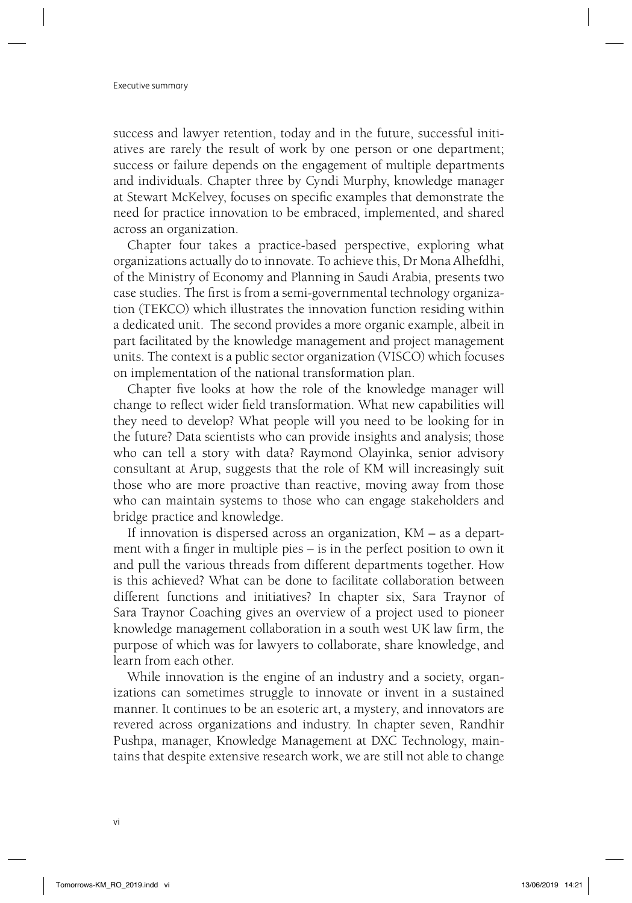success and lawyer retention, today and in the future, successful initiatives are rarely the result of work by one person or one department; success or failure depends on the engagement of multiple departments and individuals. Chapter three by Cyndi Murphy, knowledge manager at Stewart McKelvey, focuses on specific examples that demonstrate the need for practice innovation to be embraced, implemented, and shared across an organization.

Chapter four takes a practice-based perspective, exploring what organizations actually do to innovate. To achieve this, Dr Mona Alhefdhi, of the Ministry of Economy and Planning in Saudi Arabia, presents two case studies. The first is from a semi-governmental technology organization (TEKCO) which illustrates the innovation function residing within a dedicated unit. The second provides a more organic example, albeit in part facilitated by the knowledge management and project management units. The context is a public sector organization (VISCO) which focuses on implementation of the national transformation plan.

Chapter five looks at how the role of the knowledge manager will change to reflect wider field transformation. What new capabilities will they need to develop? What people will you need to be looking for in the future? Data scientists who can provide insights and analysis; those who can tell a story with data? Raymond Olayinka, senior advisory consultant at Arup, suggests that the role of KM will increasingly suit those who are more proactive than reactive, moving away from those who can maintain systems to those who can engage stakeholders and bridge practice and knowledge.

If innovation is dispersed across an organization, KM – as a department with a finger in multiple pies – is in the perfect position to own it and pull the various threads from different departments together. How is this achieved? What can be done to facilitate collaboration between different functions and initiatives? In chapter six, Sara Traynor of Sara Traynor Coaching gives an overview of a project used to pioneer knowledge management collaboration in a south west UK law firm, the purpose of which was for lawyers to collaborate, share knowledge, and learn from each other.

While innovation is the engine of an industry and a society, organizations can sometimes struggle to innovate or invent in a sustained manner. It continues to be an esoteric art, a mystery, and innovators are revered across organizations and industry. In chapter seven, Randhir Pushpa, manager, Knowledge Management at DXC Technology, maintains that despite extensive research work, we are still not able to change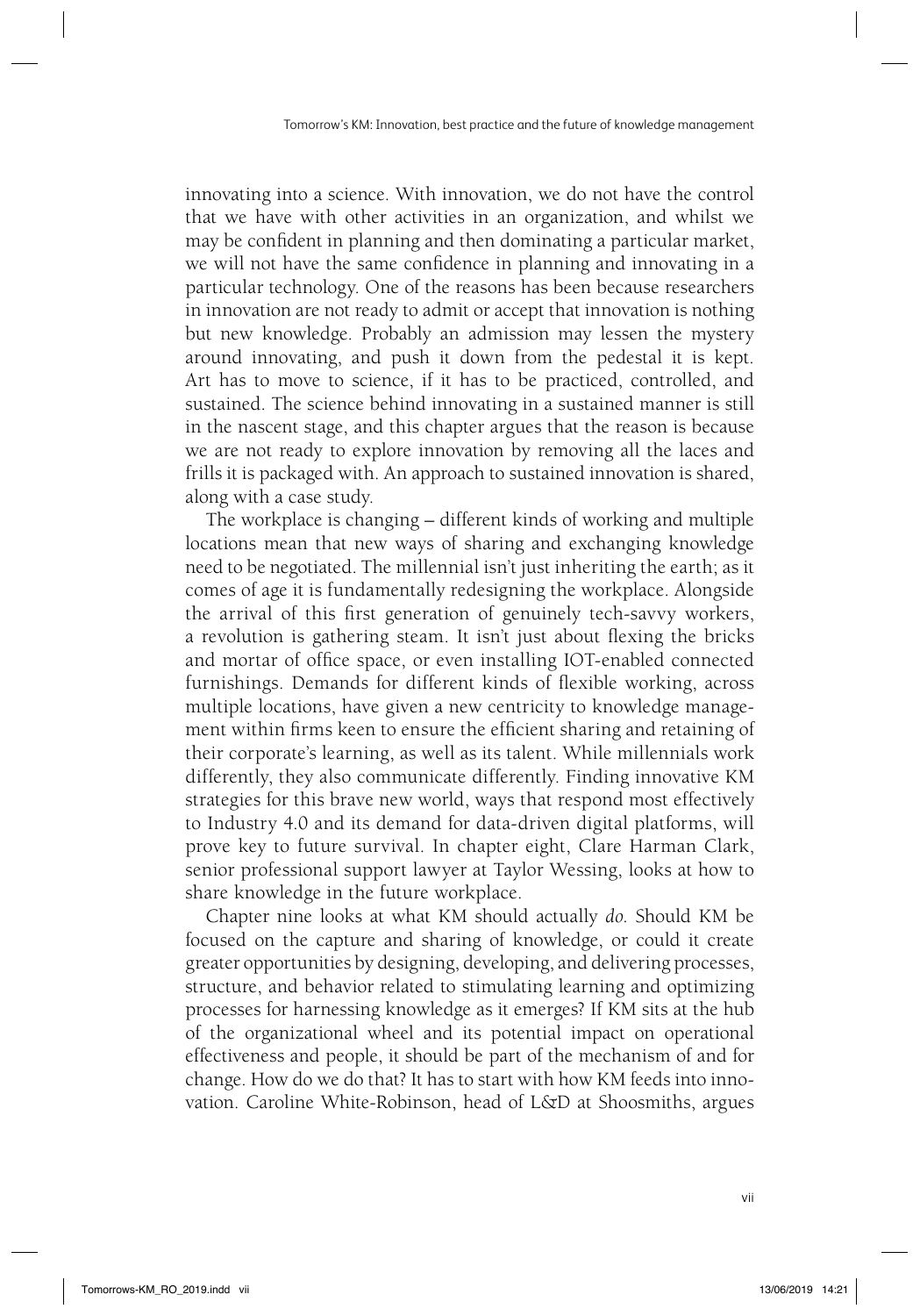innovating into a science. With innovation, we do not have the control that we have with other activities in an organization, and whilst we may be confident in planning and then dominating a particular market, we will not have the same confidence in planning and innovating in a particular technology. One of the reasons has been because researchers in innovation are not ready to admit or accept that innovation is nothing but new knowledge. Probably an admission may lessen the mystery around innovating, and push it down from the pedestal it is kept. Art has to move to science, if it has to be practiced, controlled, and sustained. The science behind innovating in a sustained manner is still in the nascent stage, and this chapter argues that the reason is because we are not ready to explore innovation by removing all the laces and frills it is packaged with. An approach to sustained innovation is shared, along with a case study.

The workplace is changing – different kinds of working and multiple locations mean that new ways of sharing and exchanging knowledge need to be negotiated. The millennial isn't just inheriting the earth; as it comes of age it is fundamentally redesigning the workplace. Alongside the arrival of this first generation of genuinely tech-savvy workers, a revolution is gathering steam. It isn't just about flexing the bricks and mortar of office space, or even installing IOT-enabled connected furnishings. Demands for different kinds of flexible working, across multiple locations, have given a new centricity to knowledge management within firms keen to ensure the efficient sharing and retaining of their corporate's learning, as well as its talent. While millennials work differently, they also communicate differently. Finding innovative KM strategies for this brave new world, ways that respond most effectively to Industry 4.0 and its demand for data-driven digital platforms, will prove key to future survival. In chapter eight, Clare Harman Clark, senior professional support lawyer at Taylor Wessing, looks at how to share knowledge in the future workplace.

Chapter nine looks at what KM should actually *do*. Should KM be focused on the capture and sharing of knowledge, or could it create greater opportunities by designing, developing, and delivering processes, structure, and behavior related to stimulating learning and optimizing processes for harnessing knowledge as it emerges? If KM sits at the hub of the organizational wheel and its potential impact on operational effectiveness and people, it should be part of the mechanism of and for change. How do we do that? It has to start with how KM feeds into innovation. Caroline White-Robinson, head of L&D at Shoosmiths, argues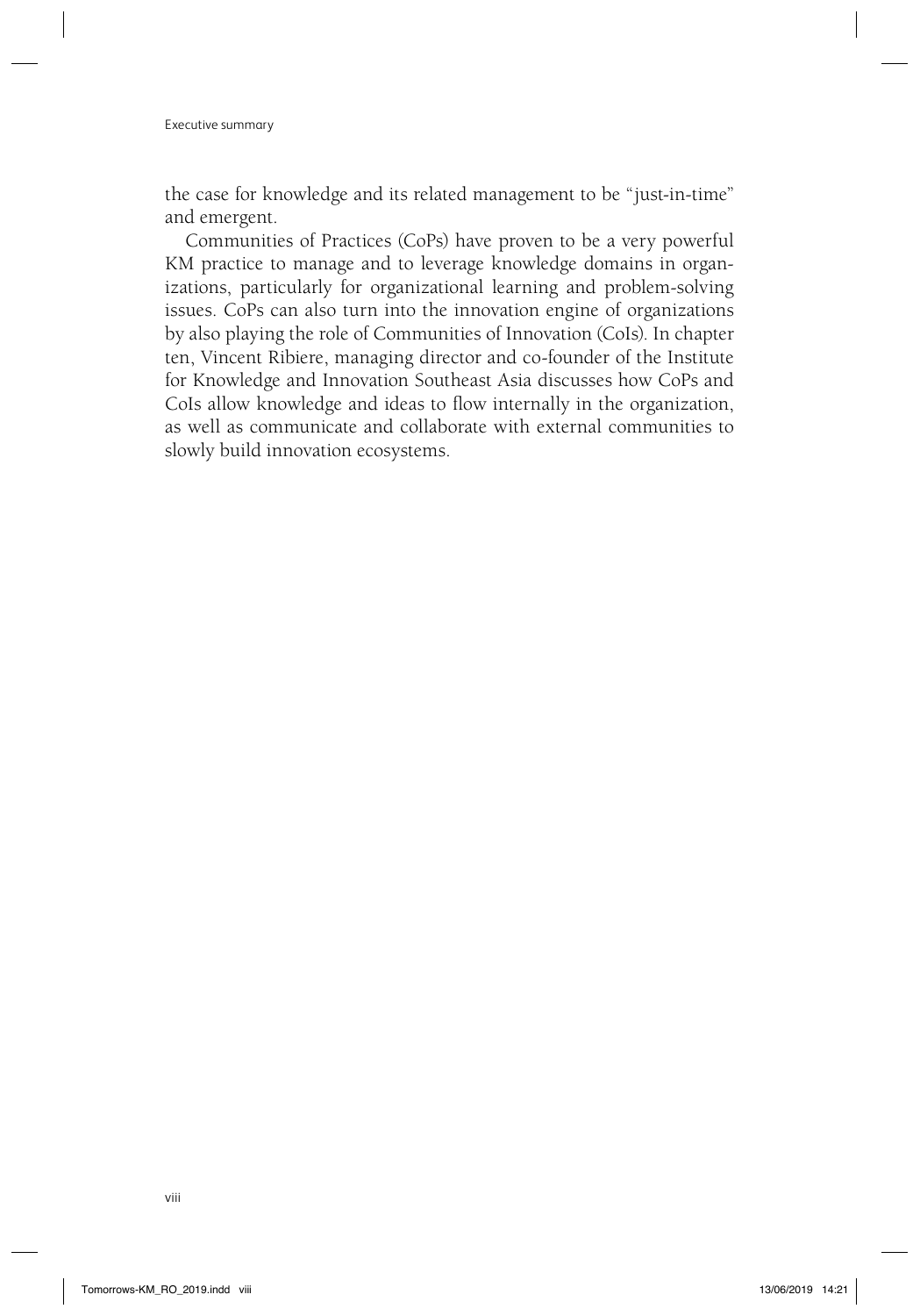the case for knowledge and its related management to be "just-in-time" and emergent.

Communities of Practices (CoPs) have proven to be a very powerful KM practice to manage and to leverage knowledge domains in organizations, particularly for organizational learning and problem-solving issues. CoPs can also turn into the innovation engine of organizations by also playing the role of Communities of Innovation (CoIs). In chapter ten, Vincent Ribiere, managing director and co-founder of the Institute for Knowledge and Innovation Southeast Asia discusses how CoPs and CoIs allow knowledge and ideas to flow internally in the organization, as well as communicate and collaborate with external communities to slowly build innovation ecosystems.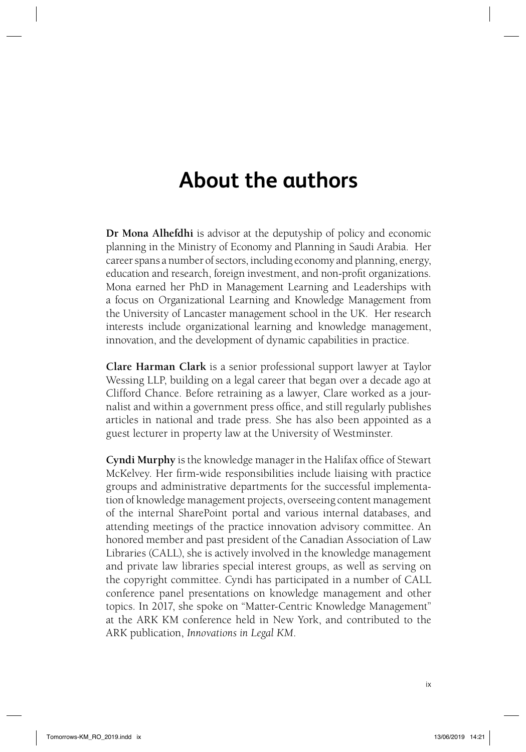# About the authors

**Dr Mona Alhefdhi** is advisor at the deputyship of policy and economic planning in the Ministry of Economy and Planning in Saudi Arabia. Her career spans a number of sectors, including economy and planning, energy, education and research, foreign investment, and non-profit organizations. Mona earned her PhD in Management Learning and Leaderships with a focus on Organizational Learning and Knowledge Management from the University of Lancaster management school in the UK. Her research interests include organizational learning and knowledge management, innovation, and the development of dynamic capabilities in practice.

**Clare Harman Clark** is a senior professional support lawyer at Taylor Wessing LLP, building on a legal career that began over a decade ago at Clifford Chance. Before retraining as a lawyer, Clare worked as a journalist and within a government press office, and still regularly publishes articles in national and trade press. She has also been appointed as a guest lecturer in property law at the University of Westminster.

**Cyndi Murphy** is the knowledge manager in the Halifax office of Stewart McKelvey. Her firm-wide responsibilities include liaising with practice groups and administrative departments for the successful implementation of knowledge management projects, overseeing content management of the internal SharePoint portal and various internal databases, and attending meetings of the practice innovation advisory committee. An honored member and past president of the Canadian Association of Law Libraries (CALL), she is actively involved in the knowledge management and private law libraries special interest groups, as well as serving on the copyright committee. Cyndi has participated in a number of CALL conference panel presentations on knowledge management and other topics. In 2017, she spoke on "Matter-Centric Knowledge Management" at the ARK KM conference held in New York, and contributed to the ARK publication, *Innovations in Legal KM*.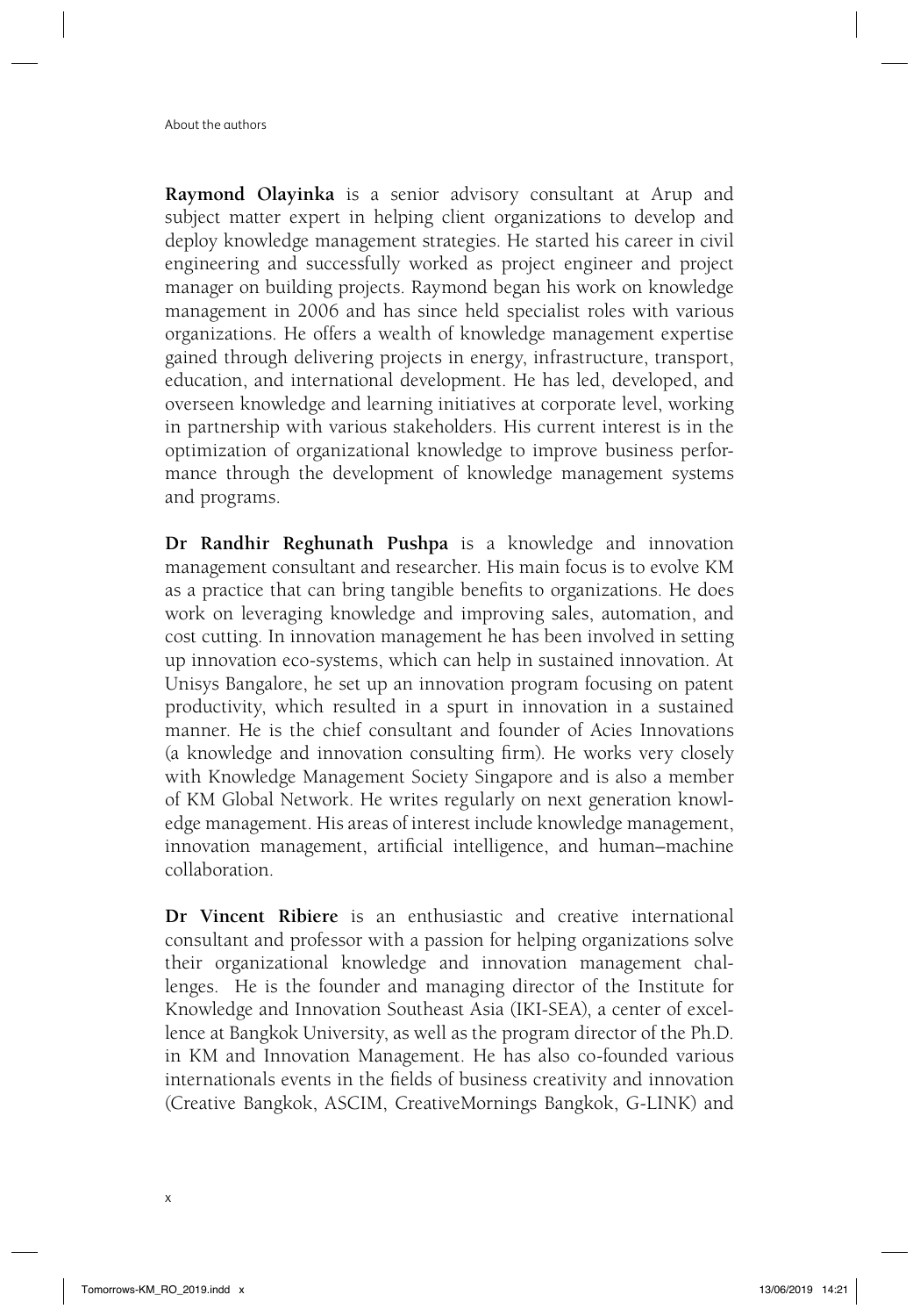**Raymond Olayinka** is a senior advisory consultant at Arup and subject matter expert in helping client organizations to develop and deploy knowledge management strategies. He started his career in civil engineering and successfully worked as project engineer and project manager on building projects. Raymond began his work on knowledge management in 2006 and has since held specialist roles with various organizations. He offers a wealth of knowledge management expertise gained through delivering projects in energy, infrastructure, transport, education, and international development. He has led, developed, and overseen knowledge and learning initiatives at corporate level, working in partnership with various stakeholders. His current interest is in the optimization of organizational knowledge to improve business performance through the development of knowledge management systems and programs.

**Dr Randhir Reghunath Pushpa** is a knowledge and innovation management consultant and researcher. His main focus is to evolve KM as a practice that can bring tangible benefits to organizations. He does work on leveraging knowledge and improving sales, automation, and cost cutting. In innovation management he has been involved in setting up innovation eco-systems, which can help in sustained innovation. At Unisys Bangalore, he set up an innovation program focusing on patent productivity, which resulted in a spurt in innovation in a sustained manner. He is the chief consultant and founder of Acies Innovations (a knowledge and innovation consulting firm). He works very closely with Knowledge Management Society Singapore and is also a member of KM Global Network. He writes regularly on next generation knowledge management. His areas of interest include knowledge management, innovation management, artificial intelligence, and human–machine collaboration.

**Dr Vincent Ribiere** is an enthusiastic and creative international consultant and professor with a passion for helping organizations solve their organizational knowledge and innovation management challenges. He is the founder and managing director of the Institute for Knowledge and Innovation Southeast Asia (IKI-SEA), a center of excellence at Bangkok University, as well as the program director of the Ph.D. in KM and Innovation Management. He has also co-founded various internationals events in the fields of business creativity and innovation (Creative Bangkok, ASCIM, CreativeMornings Bangkok, G-LINK) and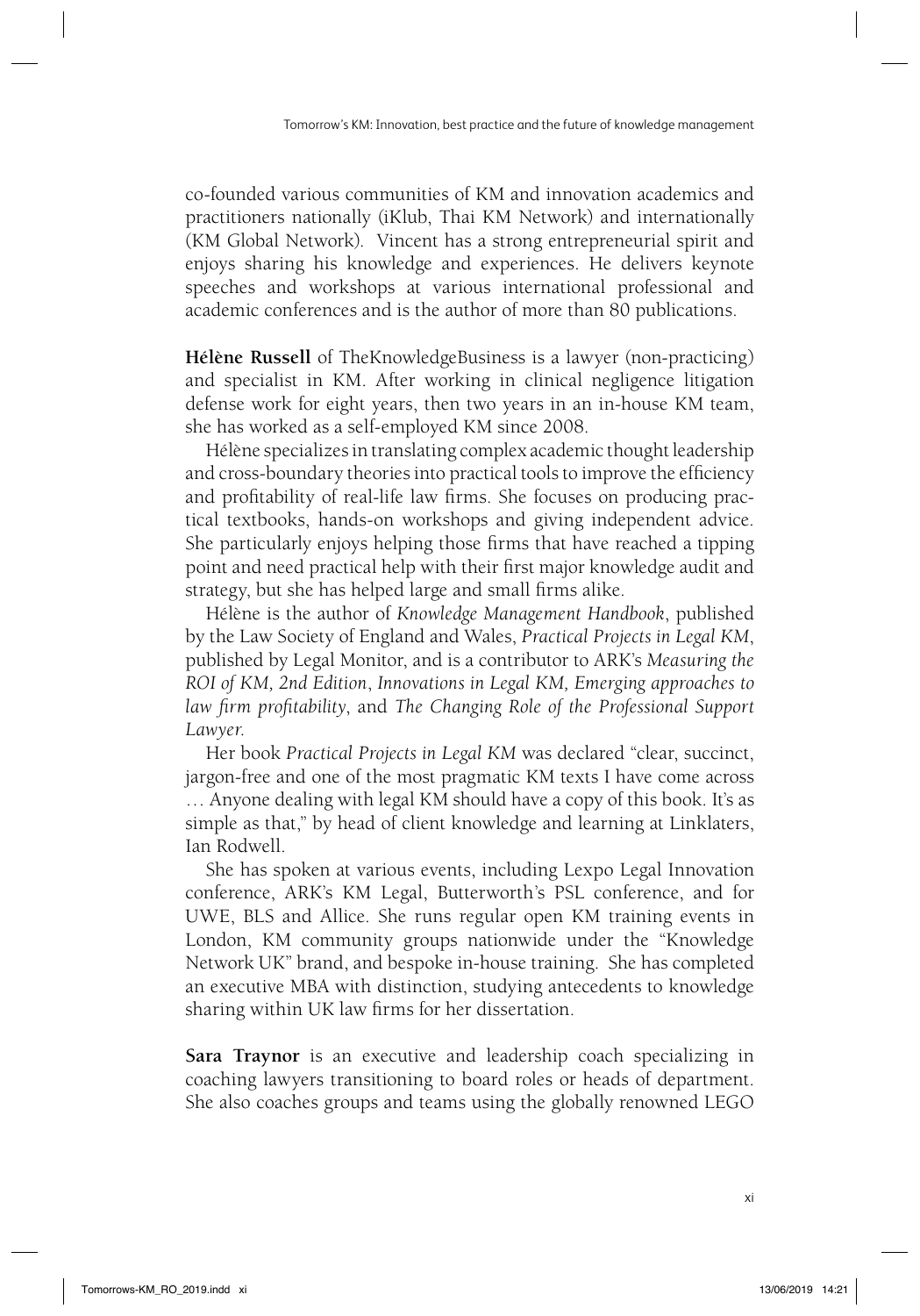co-founded various communities of KM and innovation academics and practitioners nationally (iKlub, Thai KM Network) and internationally (KM Global Network). Vincent has a strong entrepreneurial spirit and enjoys sharing his knowledge and experiences. He delivers keynote speeches and workshops at various international professional and academic conferences and is the author of more than 80 publications.

**Hélène Russell** of TheKnowledgeBusiness is a lawyer (non-practicing) and specialist in KM. After working in clinical negligence litigation defense work for eight years, then two years in an in-house KM team, she has worked as a self-employed KM since 2008.

Hélène specializes in translating complex academic thought leadership and cross-boundary theories into practical tools to improve the efficiency and profitability of real-life law firms. She focuses on producing practical textbooks, hands-on workshops and giving independent advice. She particularly enjoys helping those firms that have reached a tipping point and need practical help with their first major knowledge audit and strategy, but she has helped large and small firms alike.

Hélène is the author of *Knowledge Management Handbook*, published by the Law Society of England and Wales, *Practical Projects in Legal KM*, published by Legal Monitor, and is a contributor to ARK's *Measuring the ROI of KM, 2nd Edition*, *Innovations in Legal KM, Emerging approaches to law firm profitability*, and *The Changing Role of the Professional Support Lawyer*.

Her book *Practical Projects in Legal KM* was declared "clear, succinct, jargon-free and one of the most pragmatic KM texts I have come across … Anyone dealing with legal KM should have a copy of this book. It's as simple as that," by head of client knowledge and learning at Linklaters, Ian Rodwell.

She has spoken at various events, including Lexpo Legal Innovation conference, ARK's KM Legal, Butterworth's PSL conference, and for UWE, BLS and Allice. She runs regular open KM training events in London, KM community groups nationwide under the "Knowledge Network UK" brand, and bespoke in-house training. She has completed an executive MBA with distinction, studying antecedents to knowledge sharing within UK law firms for her dissertation.

**Sara Traynor** is an executive and leadership coach specializing in coaching lawyers transitioning to board roles or heads of department. She also coaches groups and teams using the globally renowned LEGO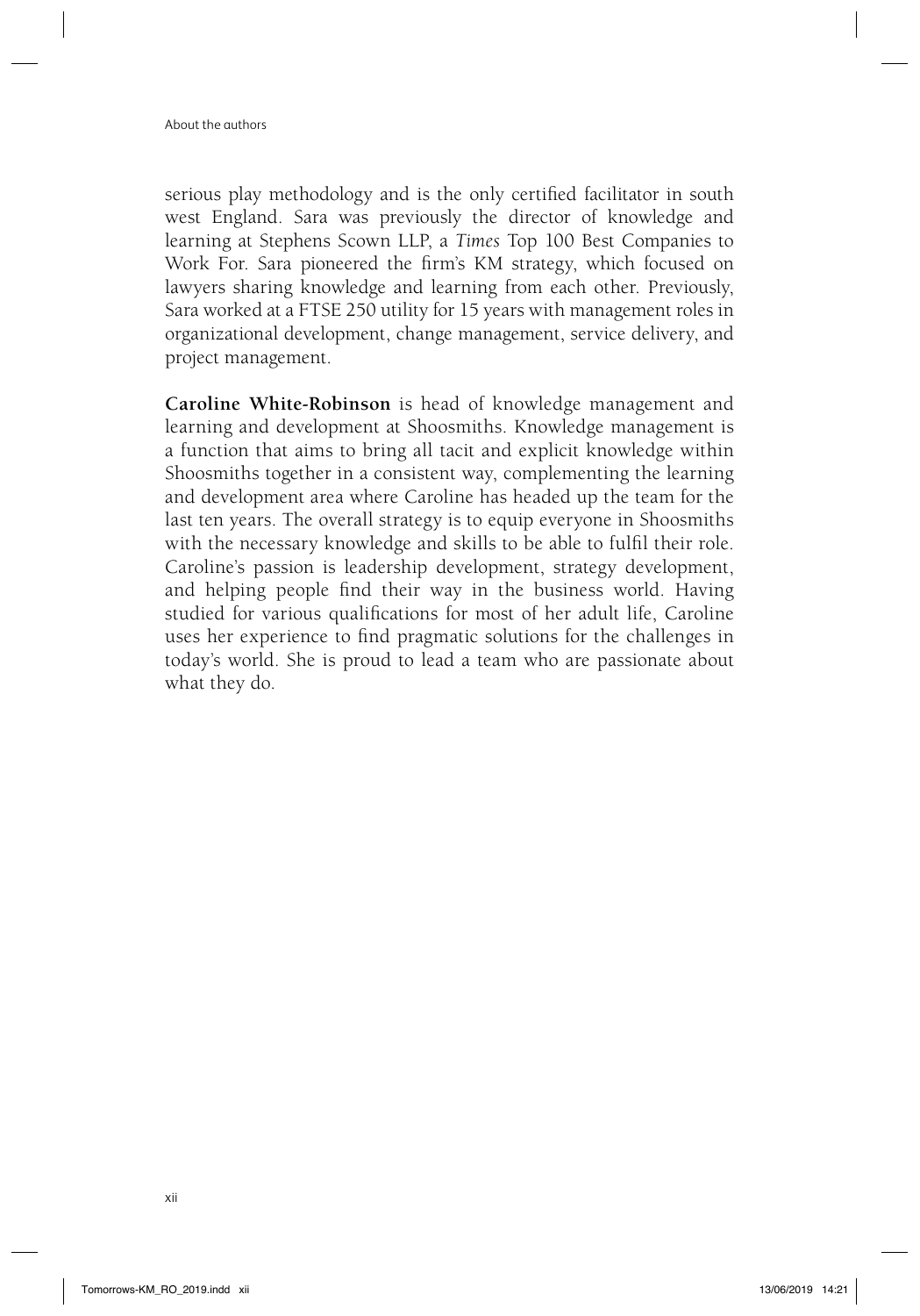serious play methodology and is the only certified facilitator in south west England. Sara was previously the director of knowledge and learning at Stephens Scown LLP, a *Times* Top 100 Best Companies to Work For. Sara pioneered the firm's KM strategy, which focused on lawyers sharing knowledge and learning from each other. Previously, Sara worked at a FTSE 250 utility for 15 years with management roles in organizational development, change management, service delivery, and project management.

**Caroline White-Robinson** is head of knowledge management and learning and development at Shoosmiths. Knowledge management is a function that aims to bring all tacit and explicit knowledge within Shoosmiths together in a consistent way, complementing the learning and development area where Caroline has headed up the team for the last ten years. The overall strategy is to equip everyone in Shoosmiths with the necessary knowledge and skills to be able to fulfil their role. Caroline's passion is leadership development, strategy development, and helping people find their way in the business world. Having studied for various qualifications for most of her adult life, Caroline uses her experience to find pragmatic solutions for the challenges in today's world. She is proud to lead a team who are passionate about what they do.